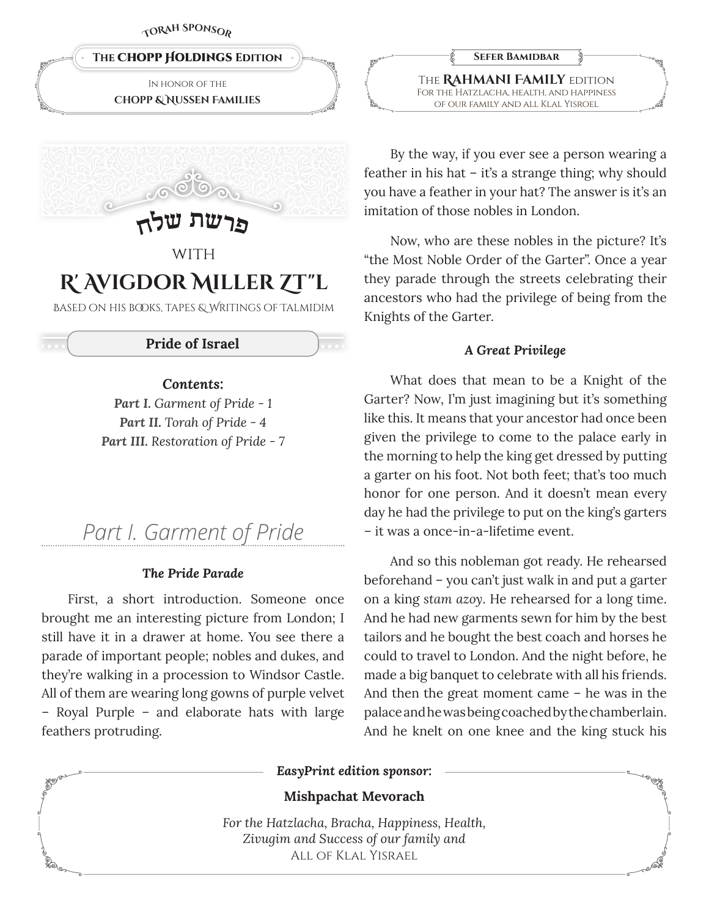TORAH SPONSOR

**The CHOPP HOLDINGS Edition**

In honor of the
**CHOPP & NUSSEN FAMILIES**

**Sefer Bamidbar**

The **RAHMANI FAMILY** edition
For the Hatzlacha, health, and happiness of our family and all Klal Yisroel

# פרשת שלח

WITH

# R' AVIGDOR MILLER ZT"L

BASED ON HIS BOOKS, TAPES & WRITINGS OF TALMIDIM

## Pride of Israel

***Contents:***

***Part I.*** *Garment of Pride - 1*
***Part II.*** *Torah of Pride - 4*
***Part III.*** *Restoration of Pride - 7*

## Part I. Garment of Pride

### *The Pride Parade*

First, a short introduction. Someone once brought me an interesting picture from London; I still have it in a drawer at home. You see there a parade of important people; nobles and dukes, and they're walking in a procession to Windsor Castle. All of them are wearing long gowns of purple velvet – Royal Purple – and elaborate hats with large feathers protruding.

By the way, if you ever see a person wearing a feather in his hat – it's a strange thing; why should you have a feather in your hat? The answer is it's an imitation of those nobles in London.

Now, who are these nobles in the picture? It's "the Most Noble Order of the Garter". Once a year they parade through the streets celebrating their ancestors who had the privilege of being from the Knights of the Garter.

### *A Great Privilege*

What does that mean to be a Knight of the Garter? Now, I'm just imagining but it's something like this. It means that your ancestor had once been given the privilege to come to the palace early in the morning to help the king get dressed by putting a garter on his foot. Not both feet; that's too much honor for one person. And it doesn't mean every day he had the privilege to put on the king's garters – it was a once-in-a-lifetime event.

And so this nobleman got ready. He rehearsed beforehand – you can't just walk in and put a garter on a king *stam azoy*. He rehearsed for a long time. And he had new garments sewn for him by the best tailors and he bought the best coach and horses he could to travel to London. And the night before, he made a big banquet to celebrate with all his friends. And then the great moment came – he was in the palace and he was being coached by the chamberlain. And he knelt on one knee and the king stuck his

***EasyPrint edition sponsor:***

**Mishpachat Mevorach**

*For the Hatzlacha, Bracha, Happiness, Health, Zivugim and Success of our family and*
ALL OF KLAL YISRAEL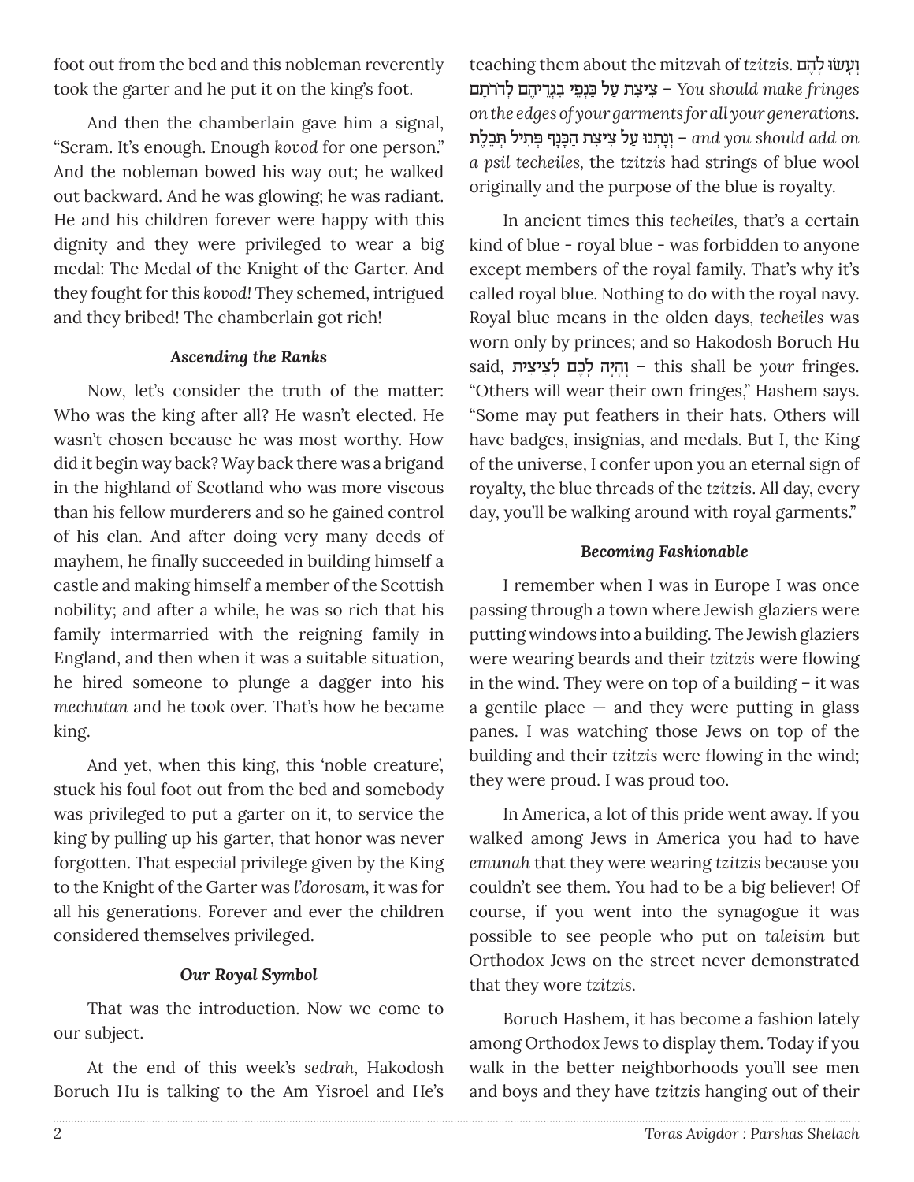foot out from the bed and this nobleman reverently took the garter and he put it on the king's foot.

And then the chamberlain gave him a signal, "Scram. It's enough. Enough *kovod* for one person." And the nobleman bowed his way out; he walked out backward. And he was glowing; he was radiant. He and his children forever were happy with this dignity and they were privileged to wear a big medal: The Medal of the Knight of the Garter. And they fought for this *kovod*! They schemed, intrigued and they bribed! The chamberlain got rich!

### *Ascending the Ranks*

Now, let's consider the truth of the matter: Who was the king after all? He wasn't elected. He wasn't chosen because he was most worthy. How did it begin way back? Way back there was a brigand in the highland of Scotland who was more viscous than his fellow murderers and so he gained control of his clan. And after doing very many deeds of mayhem, he finally succeeded in building himself a castle and making himself a member of the Scottish nobility; and after a while, he was so rich that his family intermarried with the reigning family in England, and then when it was a suitable situation, he hired someone to plunge a dagger into his *mechutan* and he took over. That's how he became king.

And yet, when this king, this 'noble creature', stuck his foul foot out from the bed and somebody was privileged to put a garter on it, to service the king by pulling up his garter, that honor was never forgotten. That especial privilege given by the King to the Knight of the Garter was *l'dorosam*, it was for all his generations. Forever and ever the children considered themselves privileged.

### *Our Royal Symbol*

That was the introduction. Now we come to our subject.

At the end of this week's *sedrah*, Hakodosh Boruch Hu is talking to the Am Yisroel and He's teaching them about the mitzvah of *tzitzis*. **וְעָשׂוּ לָהֶם צִיצִת עַל כַּנְפֵי בִגְדֵיהֶם לְדֹרֹתָם** – *You should make fringes on the edges of your garments for all your generations.* **וְנָתְנוּ עַל צִיצִת הַכָּנָף פְּתִיל תְּכֵלֶת** – *and you should add on a psil techeiles*, the *tzitzis* had strings of blue wool originally and the purpose of the blue is royalty.

In ancient times this *techeiles*, that's a certain kind of blue - royal blue - was forbidden to anyone except members of the royal family. That's why it's called royal blue. Nothing to do with the royal navy. Royal blue means in the olden days, *techeiles* was worn only by princes; and so Hakodosh Boruch Hu said, **וְהָיָה לָכֶם לְצִיצִת** – this shall be *your* fringes. "Others will wear their own fringes," Hashem says. "Some may put feathers in their hats. Others will have badges, insignias, and medals. But I, the King of the universe, I confer upon you an eternal sign of royalty, the blue threads of the *tzitzis*. All day, every day, you'll be walking around with royal garments."

### *Becoming Fashionable*

I remember when I was in Europe I was once passing through a town where Jewish glaziers were putting windows into a building. The Jewish glaziers were wearing beards and their *tzitzis* were flowing in the wind. They were on top of a building – it was a gentile place — and they were putting in glass panes. I was watching those Jews on top of the building and their *tzitzis* were flowing in the wind; they were proud. I was proud too.

In America, a lot of this pride went away. If you walked among Jews in America you had to have *emunah* that they were wearing *tzitzis* because you couldn't see them. You had to be a big believer! Of course, if you went into the synagogue it was possible to see people who put on *taleisim* but Orthodox Jews on the street never demonstrated that they wore *tzitzis*.

Boruch Hashem, it has become a fashion lately among Orthodox Jews to display them. Today if you walk in the better neighborhoods you'll see men and boys and they have *tzitzis* hanging out of their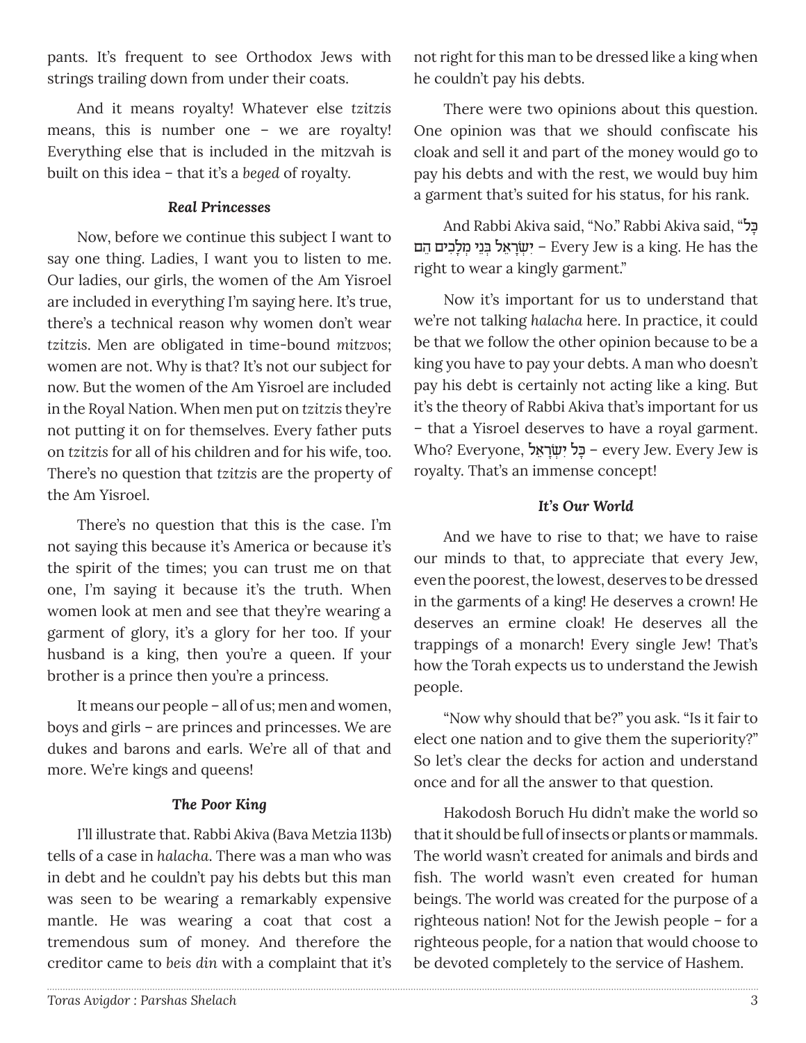pants. It's frequent to see Orthodox Jews with strings trailing down from under their coats.

And it means royalty! Whatever else *tzitzis* means, this is number one – we are royalty! Everything else that is included in the mitzvah is built on this idea – that it's a *beged* of royalty.

### *Real Princesses*

Now, before we continue this subject I want to say one thing. Ladies, I want you to listen to me. Our ladies, our girls, the women of the Am Yisroel are included in everything I'm saying here. It's true, there's a technical reason why women don't wear *tzitzis*. Men are obligated in time-bound *mitzvos*; women are not. Why is that? It's not our subject for now. But the women of the Am Yisroel are included in the Royal Nation. When men put on *tzitzis* they're not putting it on for themselves. Every father puts on *tzitzis* for all of his children and for his wife, too. There's no question that *tzitzis* are the property of the Am Yisroel.

There's no question that this is the case. I'm not saying this because it's America or because it's the spirit of the times; you can trust me on that one, I'm saying it because it's the truth. When women look at men and see that they're wearing a garment of glory, it's a glory for her too. If your husband is a king, then you're a queen. If your brother is a prince then you're a princess.

It means our people – all of us; men and women, boys and girls – are princes and princesses. We are dukes and barons and earls. We're all of that and more. We're kings and queens!

### *The Poor King*

I'll illustrate that. Rabbi Akiva (Bava Metzia 113b) tells of a case in *halacha*. There was a man who was in debt and he couldn't pay his debts but this man was seen to be wearing a remarkably expensive mantle. He was wearing a coat that cost a tremendous sum of money. And therefore the creditor came to *beis din* with a complaint that it's not right for this man to be dressed like a king when he couldn't pay his debts.

There were two opinions about this question. One opinion was that we should confiscate his cloak and sell it and part of the money would go to pay his debts and with the rest, we would buy him a garment that's suited for his status, for his rank.

And Rabbi Akiva said, "No." Rabbi Akiva said, "**כָּל יִשְׂרָאֵל בְּנֵי מְלָכִים הֵם** – Every Jew is a king. He has the right to wear a kingly garment."

Now it's important for us to understand that we're not talking *halacha* here. In practice, it could be that we follow the other opinion because to be a king you have to pay your debts. A man who doesn't pay his debt is certainly not acting like a king. But it's the theory of Rabbi Akiva that's important for us – that a Yisroel deserves to have a royal garment. Who? Everyone, **כָּל יִשְׂרָאֵל** – every Jew. Every Jew is royalty. That's an immense concept!

### *It's Our World*

And we have to rise to that; we have to raise our minds to that, to appreciate that every Jew, even the poorest, the lowest, deserves to be dressed in the garments of a king! He deserves a crown! He deserves an ermine cloak! He deserves all the trappings of a monarch! Every single Jew! That's how the Torah expects us to understand the Jewish people.

"Now why should that be?" you ask. "Is it fair to elect one nation and to give them the superiority?" So let's clear the decks for action and understand once and for all the answer to that question.

Hakodosh Boruch Hu didn't make the world so that it should be full of insects or plants or mammals. The world wasn't created for animals and birds and fish. The world wasn't even created for human beings. The world was created for the purpose of a righteous nation! Not for the Jewish people – for a righteous people, for a nation that would choose to be devoted completely to the service of Hashem.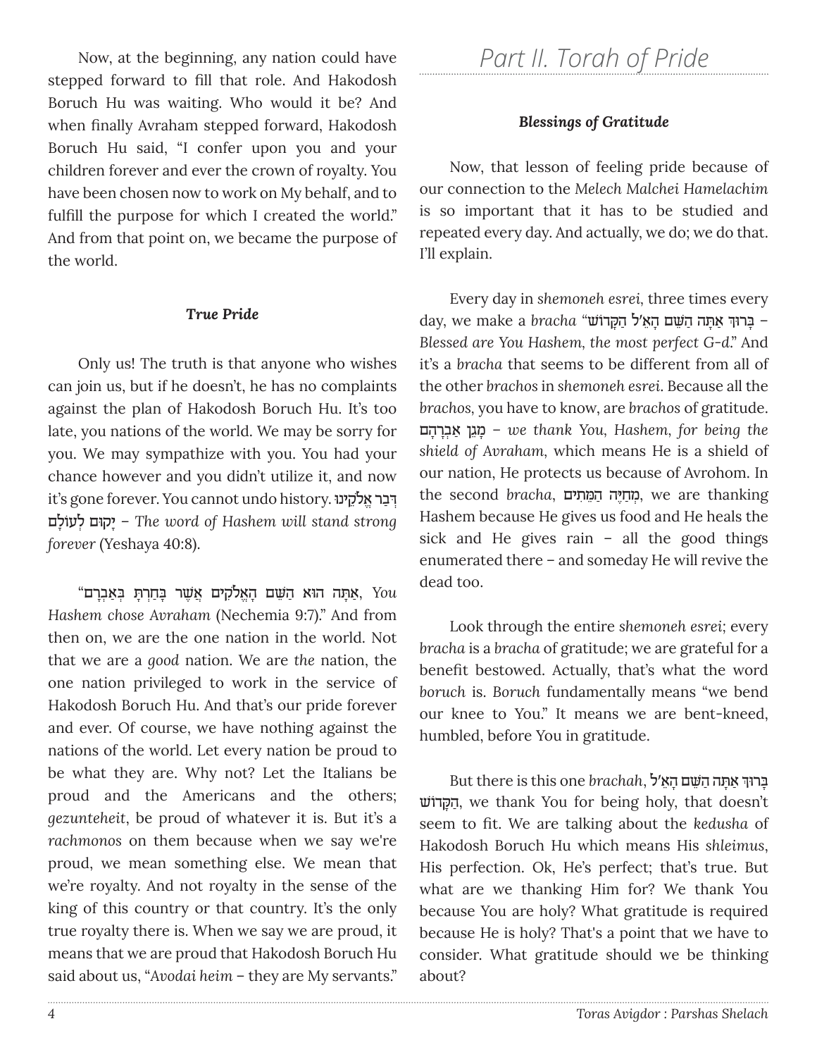Now, at the beginning, any nation could have stepped forward to fill that role. And Hakodosh Boruch Hu was waiting. Who would it be? And when finally Avraham stepped forward, Hakodosh Boruch Hu said, "I confer upon you and your children forever and ever the crown of royalty. You have been chosen now to work on My behalf, and to fulfill the purpose for which I created the world." And from that point on, we became the purpose of the world.

### *True Pride*

Only us! The truth is that anyone who wishes can join us, but if he doesn't, he has no complaints against the plan of Hakodosh Boruch Hu. It's too late, you nations of the world. We may be sorry for you. We may sympathize with you. You had your chance however and you didn't utilize it, and now it's gone forever. You cannot undo history. דְּבַר אֱלֹקֵינוּ יָקוּם לְעוֹלָם – *The word of Hashem will stand strong forever* (Yeshaya 40:8).

"אַתָּה הוּא הַשֵּׁם הָאֱלֹקִים אֲשֶׁר בָּחַרְתָּ בְּאַבְרָם, *You Hashem chose Avraham* (Nechemia 9:7)." And from then on, we are the one nation in the world. Not that we are a *good* nation. We are *the* nation, the one nation privileged to work in the service of Hakodosh Boruch Hu. And that's our pride forever and ever. Of course, we have nothing against the nations of the world. Let every nation be proud to be what they are. Why not? Let the Italians be proud and the Americans and the others; *gezunteheit*, be proud of whatever it is. But it's a *rachmonos* on them because when we say we're proud, we mean something else. We mean that we're royalty. And not royalty in the sense of the king of this country or that country. It's the only true royalty there is. When we say we are proud, it means that we are proud that Hakodosh Boruch Hu said about us, "*Avodai heim* – they are My servants."

# *Part II. Torah of Pride*

### *Blessings of Gratitude*

Now, that lesson of feeling pride because of our connection to the *Melech Malchei Hamelachim* is so important that it has to be studied and repeated every day. And actually, we do; we do that. I'll explain.

Every day in *shemoneh esrei*, three times every day, we make a *bracha* "בָּרוּךְ אַתָּה הַשֵּׁם הָאֵ'ל הַקָּדוֹשׁ – *Blessed are You Hashem, the most perfect G-d*." And it's a *bracha* that seems to be different from all of the other *brachos* in *shemoneh esrei*. Because all the *brachos*, you have to know, are *brachos* of gratitude. מָגֵן אַבְרָהָם – *we thank You, Hashem, for being the shield of Avraham*, which means He is a shield of our nation, He protects us because of Avrohom. In the second *bracha*, מְחַיֵּה הַמֵּתִים, we are thanking Hashem because He gives us food and He heals the sick and He gives rain – all the good things enumerated there – and someday He will revive the dead too.

Look through the entire *shemoneh esrei*; every *bracha* is a *bracha* of gratitude; we are grateful for a benefit bestowed. Actually, that's what the word *boruch* is. *Boruch* fundamentally means "we bend our knee to You." It means we are bent-kneed, humbled, before You in gratitude.

But there is this one *brachah*, בָּרוּךְ אַתָּה הַשֵּׁם הָאֵ'ל הַקָּדוֹשׁ, we thank You for being holy, that doesn't seem to fit. We are talking about the *kedusha* of Hakodosh Boruch Hu which means His *shleimus*, His perfection. Ok, He's perfect; that's true. But what are we thanking Him for? We thank You because You are holy? What gratitude is required because He is holy? That's a point that we have to consider. What gratitude should we be thinking about?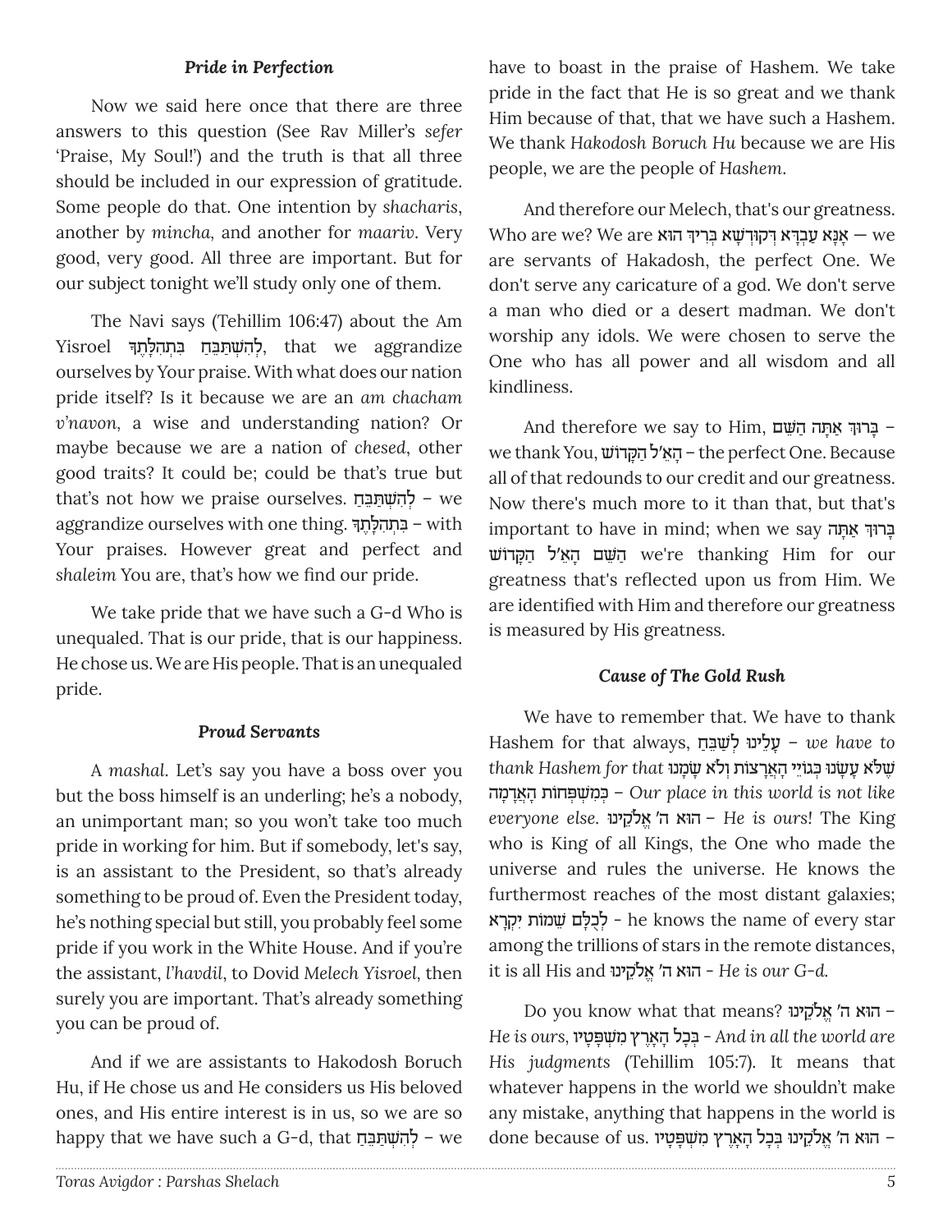### *Pride in Perfection*

Now we said here once that there are three answers to this question (See Rav Miller's *sefer* 'Praise, My Soul!') and the truth is that all three should be included in our expression of gratitude. Some people do that. One intention by *shacharis*, another by *mincha*, and another for *maariv*. Very good, very good. All three are important. But for our subject tonight we'll study only one of them.

The Navi says (Tehillim 106:47) about the Am Yisroel לְהִשְׁתַּבֵּחַ בִּתְהִלָּתֶךָ, that we aggrandize ourselves by Your praise. With what does our nation pride itself? Is it because we are an *am chacham v'navon*, a wise and understanding nation? Or maybe because we are a nation of *chesed*, other good traits? It could be; could be that's true but that's not how we praise ourselves. לְהִשְׁתַּבֵּחַ – we aggrandize ourselves with one thing. בִּתְהִלָּתֶךָ – with Your praises. However great and perfect and *shaleim* You are, that's how we find our pride.

We take pride that we have such a G-d Who is unequaled. That is our pride, that is our happiness. He chose us. We are His people. That is an unequaled pride.

### *Proud Servants*

A *mashal*. Let's say you have a boss over you but the boss himself is an underling; he's a nobody, an unimportant man; so you won't take too much pride in working for him. But if somebody, let's say, is an assistant to the President, so that's already something to be proud of. Even the President today, he's nothing special but still, you probably feel some pride if you work in the White House. And if you're the assistant, *l'havdil*, to Dovid *Melech Yisroel*, then surely you are important. That's already something you can be proud of.

And if we are assistants to Hakodosh Boruch Hu, if He chose us and He considers us His beloved ones, and His entire interest is in us, so we are so happy that we have such a G-d, that לְהִשְׁתַּבֵּחַ – we have to boast in the praise of Hashem. We take pride in the fact that He is so great and we thank Him because of that, that we have such a Hashem. We thank *Hakodosh Boruch Hu* because we are His people, we are the people of *Hashem*.

And therefore our Melech, that's our greatness. Who are we? We are אֲנָא עַבְדָּא דְקוּדְשָׁא בְּרִיךְ הוּא — we are servants of Hakadosh, the perfect One. We don't serve any caricature of a god. We don't serve a man who died or a desert madman. We don't worship any idols. We were chosen to serve the One who has all power and all wisdom and all kindliness.

And therefore we say to Him, בָּרוּךְ אַתָּה הַשֵּׁם – we thank You, הָאֵ'ל הַקָּדוֹשׁ – the perfect One. Because all of that redounds to our credit and our greatness. Now there's much more to it than that, but that's important to have in mind; when we say בָּרוּךְ אַתָּה הַשֵּׁם הָאֵ'ל הַקָּדוֹשׁ we're thanking Him for our greatness that's reflected upon us from Him. We are identified with Him and therefore our greatness is measured by His greatness.

### *Cause of The Gold Rush*

We have to remember that. We have to thank Hashem for that always, עָלֵינוּ לְשַׁבֵּחַ – *we have to thank Hashem for that* שֶׁלֹּא עָשָׂנוּ כְּגוֹיֵי הָאֲרָצוֹת וְלֹא שָׂמָנוּ כְּמִשְׁפְּחוֹת הָאֲדָמָה – *Our place in this world is not like everyone else.* הוּא ה' אֱלֹקֵינוּ – *He is ours*! The King who is King of all Kings, the One who made the universe and rules the universe. He knows the furthermost reaches of the most distant galaxies; לְכֻלָּם שֵׁמוֹת יִקְרָא - he knows the name of every star among the trillions of stars in the remote distances, it is all His and הוּא ה' אֱלֹקֵינוּ - *He is our G-d.*

Do you know what that means? הוּא ה' אֱלֹקֵינוּ – *He is ours*, בְּכָל הָאָרֶץ מִשְׁפָּטָיו - *And in all the world are His judgments* (Tehillim 105:7). It means that whatever happens in the world we shouldn't make any mistake, anything that happens in the world is done because of us. הוּא ה' אֱלֹקֵינוּ בְּכָל הָאָרֶץ מִשְׁפָּטָיו –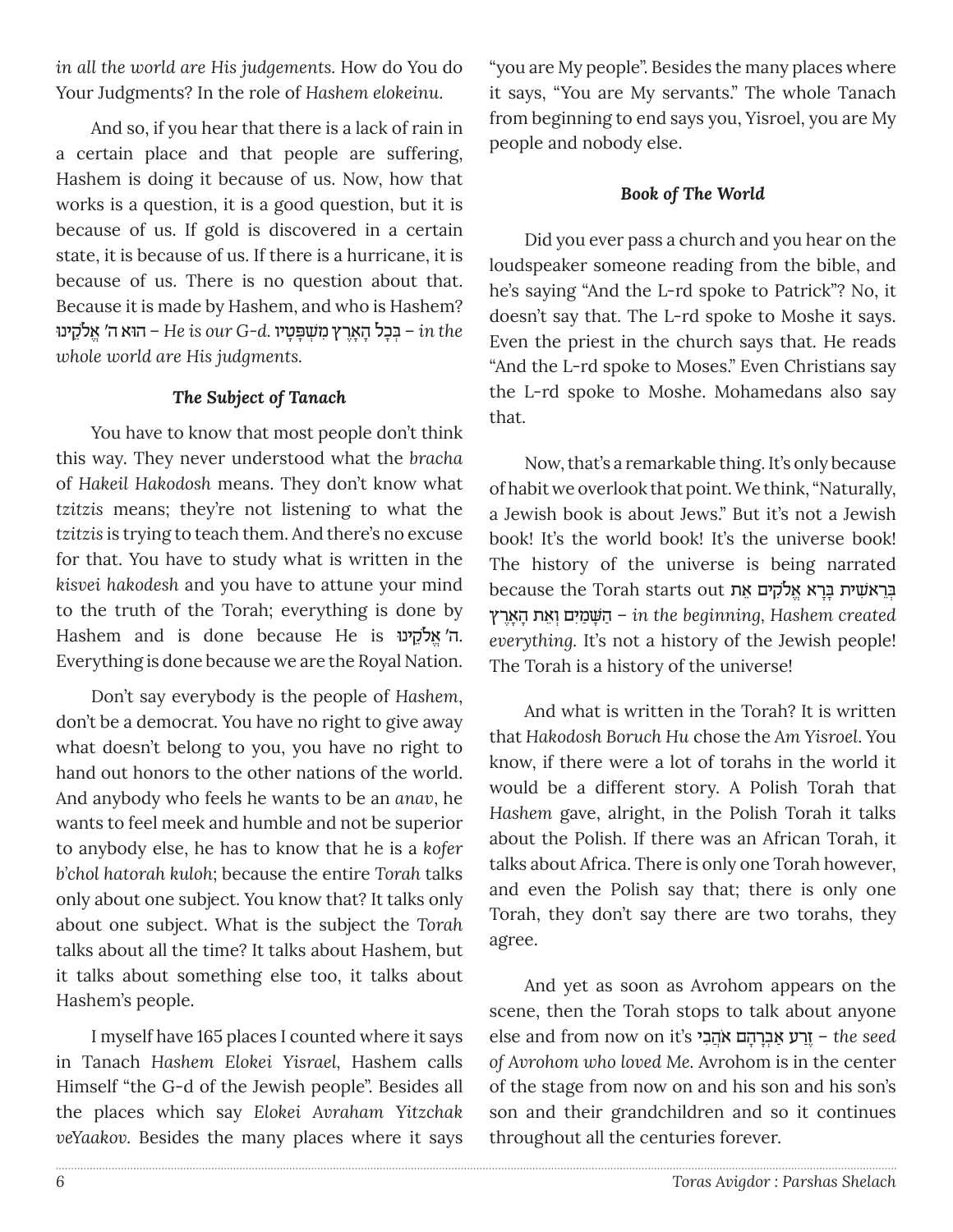*in all the world are His judgements.* How do You do Your Judgments? In the role of *Hashem elokeinu.*

And so, if you hear that there is a lack of rain in a certain place and that people are suffering, Hashem is doing it because of us. Now, how that works is a question, it is a good question, but it is because of us. If gold is discovered in a certain state, it is because of us. If there is a hurricane, it is because of us. There is no question about that. Because it is made by Hashem, and who is Hashem? הוא ה' אֱלֹקֵינוּ – *He is our G-d.* בְּכָל הָאָרֶץ מִשְׁפָּטָיו – *in the whole world are His judgments.*

### *The Subject of Tanach*

You have to know that most people don't think this way. They never understood what the *bracha* of *Hakeil Hakodosh* means. They don't know what *tzitzis* means; they're not listening to what the *tzitzis* is trying to teach them. And there's no excuse for that. You have to study what is written in the *kisvei hakodesh* and you have to attune your mind to the truth of the Torah; everything is done by Hashem and is done because He is ה' אֱלֹקֵינוּ. Everything is done because we are the Royal Nation.

Don't say everybody is the people of *Hashem*, don't be a democrat. You have no right to give away what doesn't belong to you, you have no right to hand out honors to the other nations of the world. And anybody who feels he wants to be an *anav*, he wants to feel meek and humble and not be superior to anybody else, he has to know that he is a *kofer b'chol hatorah kuloh*; because the entire *Torah* talks only about one subject. You know that? It talks only about one subject. What is the subject the *Torah* talks about all the time? It talks about Hashem, but it talks about something else too, it talks about Hashem's people.

I myself have 165 places I counted where it says in Tanach *Hashem Elokei Yisrael*, Hashem calls Himself "the G-d of the Jewish people". Besides all the places which say *Elokei Avraham Yitzchak veYaakov*. Besides the many places where it says "you are My people". Besides the many places where it says, "You are My servants." The whole Tanach from beginning to end says you, Yisroel, you are My people and nobody else.

### *Book of The World*

Did you ever pass a church and you hear on the loudspeaker someone reading from the bible, and he's saying "And the L-rd spoke to Patrick"? No, it doesn't say that. The L-rd spoke to Moshe it says. Even the priest in the church says that. He reads "And the L-rd spoke to Moses." Even Christians say the L-rd spoke to Moshe. Mohamedans also say that.

Now, that's a remarkable thing. It's only because of habit we overlook that point. We think, "Naturally, a Jewish book is about Jews." But it's not a Jewish book! It's the world book! It's the universe book! The history of the universe is being narrated because the Torah starts out בְּרֵאשִׁית בָּרָא אֱלֹקִים אֵת הַשָּׁמַיִם וְאֵת הָאָרֶץ – *in the beginning, Hashem created everything.* It's not a history of the Jewish people! The Torah is a history of the universe!

And what is written in the Torah? It is written that *Hakodosh Boruch Hu* chose the *Am Yisroel*. You know, if there were a lot of torahs in the world it would be a different story. A Polish Torah that *Hashem* gave, alright, in the Polish Torah it talks about the Polish. If there was an African Torah, it talks about Africa. There is only one Torah however, and even the Polish say that; there is only one Torah, they don't say there are two torahs, they agree.

And yet as soon as Avrohom appears on the scene, then the Torah stops to talk about anyone else and from now on it's זֶרַע אַבְרָהָם אֹהֲבִי – *the seed of Avrohom who loved Me.* Avrohom is in the center of the stage from now on and his son and his son's son and their grandchildren and so it continues throughout all the centuries forever.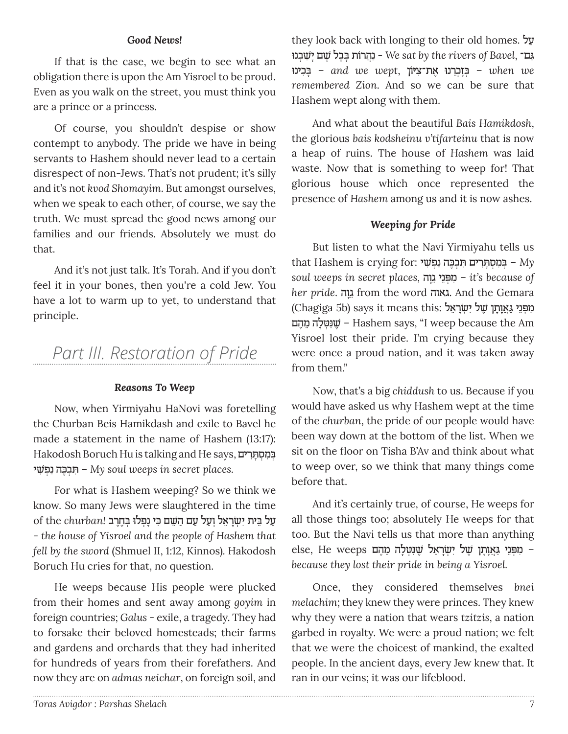### *Good News!*

If that is the case, we begin to see what an obligation there is upon the Am Yisroel to be proud. Even as you walk on the street, you must think you are a prince or a princess.

Of course, you shouldn't despise or show contempt to anybody. The pride we have in being servants to Hashem should never lead to a certain disrespect of non-Jews. That's not prudent; it's silly and it's not *kvod Shomayim*. But amongst ourselves, when we speak to each other, of course, we say the truth. We must spread the good news among our families and our friends. Absolutely we must do that.

And it's not just talk. It's Torah. And if you don't feel it in your bones, then you're a cold Jew. You have a lot to warm up to yet, to understand that principle.

## Part III. Restoration of Pride

### *Reasons To Weep*

Now, when Yirmiyahu HaNovi was foretelling the Churban Beis Hamikdash and exile to Bavel he made a statement in the name of Hashem (13:17): Hakodosh Boruch Hu is talking and He says, בְּמִסְתָּרִים תִּבְכֶּה נַפְשִׁי – *My soul weeps in secret places.*

For what is Hashem weeping? So we think we know. So many Jews were slaughtered in the time of the *churban*! עַל בֵּית יִשְׂרָאֵל וְעַל עַם הַשֵּׁם כִּי נָפְלוּ בֶּחָרֶב - *the house of Yisroel and the people of Hashem that fell by the sword* (Shmuel II, 1:12, Kinnos). Hakodosh Boruch Hu cries for that, no question.

He weeps because His people were plucked from their homes and sent away among *goyim* in foreign countries; *Galus* - exile, a tragedy. They had to forsake their beloved homesteads; their farms and gardens and orchards that they had inherited for hundreds of years from their forefathers. And now they are on *admas neichar*, on foreign soil, and they look back with longing to their old homes. עַל נַהֲרוֹת בָּבֶל שָׁם יָשַׁבְנוּ - *We sat by the rivers of Bavel*, גַּם־בָּכִינוּ – *and we wept*, בְּזָכְרֵנוּ אֶת־צִיּוֹן – *when we remembered Zion.* And so we can be sure that Hashem wept along with them.

And what about the beautiful *Bais Hamikdosh*, the glorious *bais kodsheinu v'tifarteinu* that is now a heap of ruins. The house of *Hashem* was laid waste. Now that is something to weep for! That glorious house which once represented the presence of *Hashem* among us and it is now ashes.

### *Weeping for Pride*

But listen to what the Navi Yirmiyahu tells us that Hashem is crying for: בְּמִסְתָּרִים תִּבְכֶּה נַפְשִׁי – *My soul weeps in secret places*, מִפְּנֵי גֵוָה – *it's because of her pride*. גֵוָה from the word גאוה. And the Gemara (Chagiga 5b) says it means this: מִפְּנֵי גַאֲוָתָן שֶׁל יִשְׂרָאֵל שֶׁנִּטְּלָה מֵהֶם – Hashem says, "I weep because the Am Yisroel lost their pride. I'm crying because they were once a proud nation, and it was taken away from them."

Now, that's a big *chiddush* to us. Because if you would have asked us why Hashem wept at the time of the *churban*, the pride of our people would have been way down at the bottom of the list. When we sit on the floor on Tisha B'Av and think about what to weep over, so we think that many things come before that.

And it's certainly true, of course, He weeps for all those things too; absolutely He weeps for that too. But the Navi tells us that more than anything else, He weeps מִפְּנֵי גַאֲוָתָן שֶׁל יִשְׂרָאֵל שֶׁנִּטְּלָה מֵהֶם – *because they lost their pride in being a Yisroel.*

Once, they considered themselves *bnei melachim*; they knew they were princes. They knew why they were a nation that wears *tzitzis*, a nation garbed in royalty. We were a proud nation; we felt that we were the choicest of mankind, the exalted people. In the ancient days, every Jew knew that. It ran in our veins; it was our lifeblood.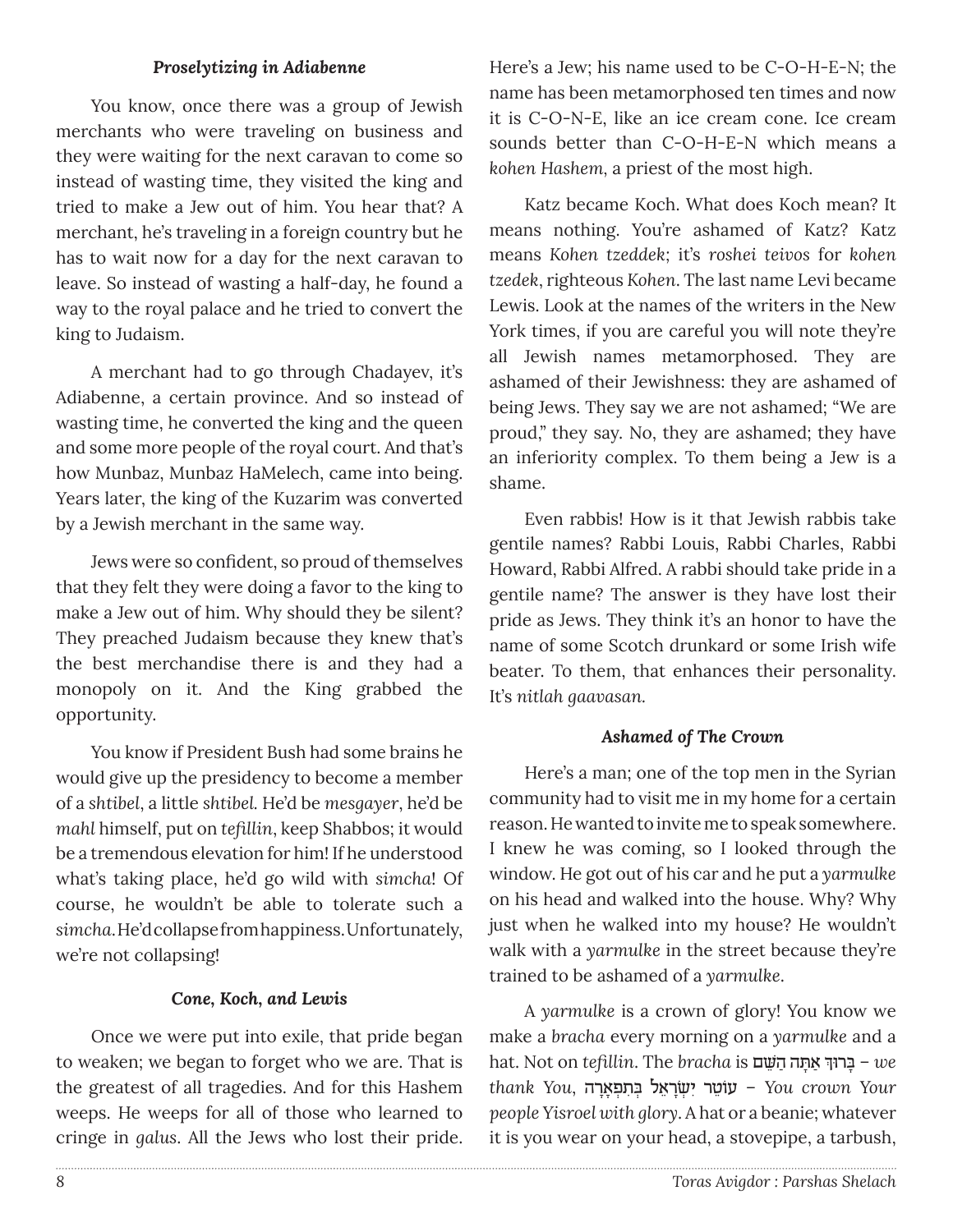### *Proselytizing in Adiabenne*

You know, once there was a group of Jewish merchants who were traveling on business and they were waiting for the next caravan to come so instead of wasting time, they visited the king and tried to make a Jew out of him. You hear that? A merchant, he's traveling in a foreign country but he has to wait now for a day for the next caravan to leave. So instead of wasting a half-day, he found a way to the royal palace and he tried to convert the king to Judaism.

A merchant had to go through Chadayev, it's Adiabenne, a certain province. And so instead of wasting time, he converted the king and the queen and some more people of the royal court. And that's how Munbaz, Munbaz HaMelech, came into being. Years later, the king of the Kuzarim was converted by a Jewish merchant in the same way.

Jews were so confident, so proud of themselves that they felt they were doing a favor to the king to make a Jew out of him. Why should they be silent? They preached Judaism because they knew that's the best merchandise there is and they had a monopoly on it. And the King grabbed the opportunity.

You know if President Bush had some brains he would give up the presidency to become a member of a *shtibel*, a little *shtibel*. He'd be *mesgayer*, he'd be *mahl* himself, put on *tefillin*, keep Shabbos; it would be a tremendous elevation for him! If he understood what's taking place, he'd go wild with *simcha*! Of course, he wouldn't be able to tolerate such a *simcha*. He'd collapse from happiness. Unfortunately, we're not collapsing!

### *Cone, Koch, and Lewis*

Once we were put into exile, that pride began to weaken; we began to forget who we are. That is the greatest of all tragedies. And for this Hashem weeps. He weeps for all of those who learned to cringe in *galus*. All the Jews who lost their pride. Here's a Jew; his name used to be C-O-H-E-N; the name has been metamorphosed ten times and now it is C-O-N-E, like an ice cream cone. Ice cream sounds better than C-O-H-E-N which means a *kohen Hashem*, a priest of the most high.

Katz became Koch. What does Koch mean? It means nothing. You're ashamed of Katz? Katz means *Kohen tzeddek*; it's *roshei teivos* for *kohen tzedek*, righteous *Kohen*. The last name Levi became Lewis. Look at the names of the writers in the New York times, if you are careful you will note they're all Jewish names metamorphosed. They are ashamed of their Jewishness: they are ashamed of being Jews. They say we are not ashamed; "We are proud," they say. No, they are ashamed; they have an inferiority complex. To them being a Jew is a shame.

Even rabbis! How is it that Jewish rabbis take gentile names? Rabbi Louis, Rabbi Charles, Rabbi Howard, Rabbi Alfred. A rabbi should take pride in a gentile name? The answer is they have lost their pride as Jews. They think it's an honor to have the name of some Scotch drunkard or some Irish wife beater. To them, that enhances their personality. It's *nitlah gaavasan*.

### *Ashamed of The Crown*

Here's a man; one of the top men in the Syrian community had to visit me in my home for a certain reason. He wanted to invite me to speak somewhere. I knew he was coming, so I looked through the window. He got out of his car and he put a *yarmulke* on his head and walked into the house. Why? Why just when he walked into my house? He wouldn't walk with a *yarmulke* in the street because they're trained to be ashamed of a *yarmulke*.

A *yarmulke* is a crown of glory! You know we make a *bracha* every morning on a *yarmulke* and a hat. Not on *tefillin*. The *bracha* is בָּרוּךְ אַתָּה הַשֵּׁם – *we thank You*, עוֹטֵר יִשְׂרָאֵל בְּתִפְאָרָה – *You crown Your people Yisroel with glory*. A hat or a beanie; whatever it is you wear on your head, a stovepipe, a tarbush,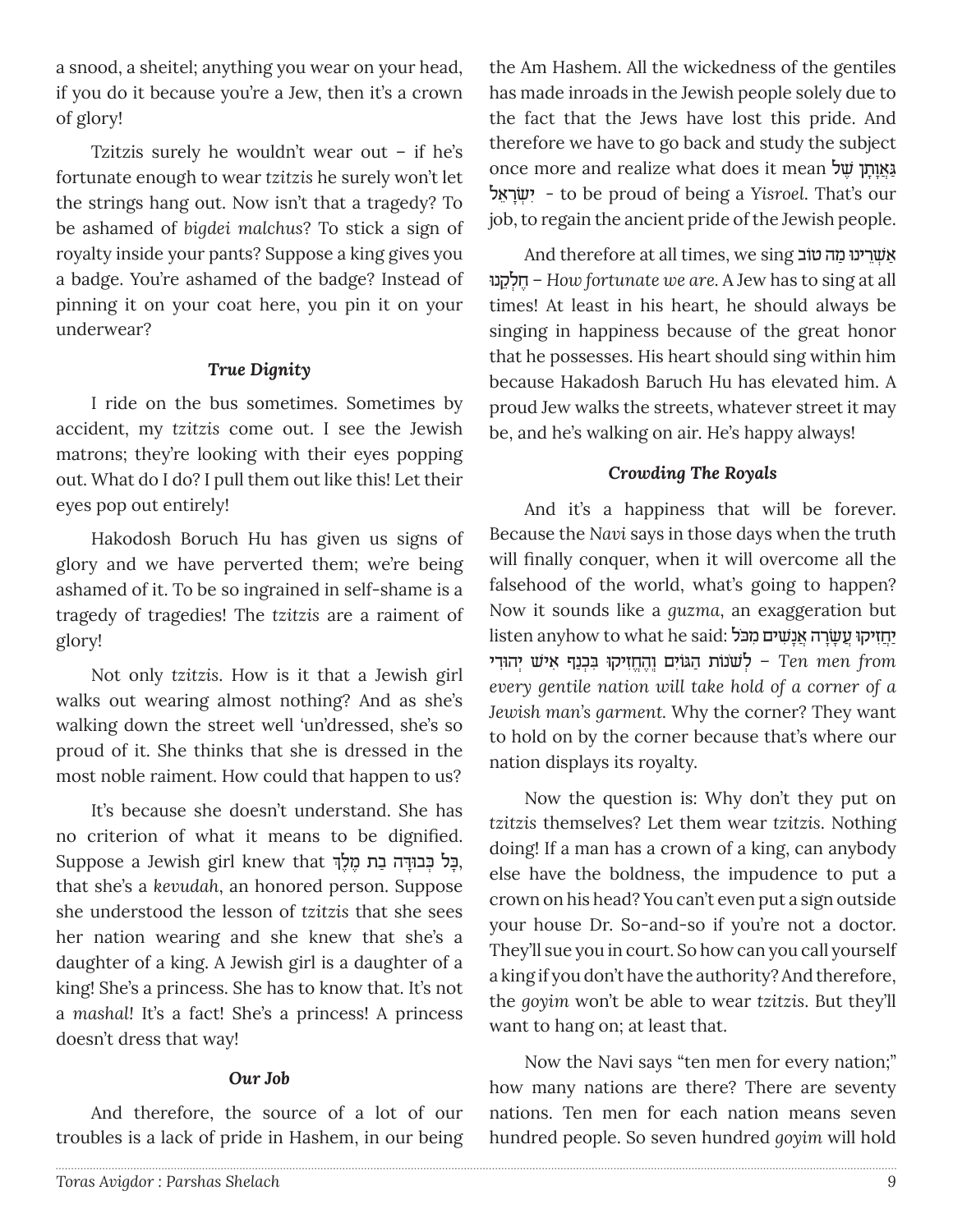a snood, a sheitel; anything you wear on your head, if you do it because you're a Jew, then it's a crown of glory!

Tzitzis surely he wouldn't wear out – if he's fortunate enough to wear *tzitzis* he surely won't let the strings hang out. Now isn't that a tragedy? To be ashamed of *bigdei malchus*? To stick a sign of royalty inside your pants? Suppose a king gives you a badge. You're ashamed of the badge? Instead of pinning it on your coat here, you pin it on your underwear?

### *True Dignity*

I ride on the bus sometimes. Sometimes by accident, my *tzitzis* come out. I see the Jewish matrons; they're looking with their eyes popping out. What do I do? I pull them out like this! Let their eyes pop out entirely!

Hakodosh Boruch Hu has given us signs of glory and we have perverted them; we're being ashamed of it. To be so ingrained in self-shame is a tragedy of tragedies! The *tzitzis* are a raiment of glory!

Not only *tzitzis*. How is it that a Jewish girl walks out wearing almost nothing? And as she's walking down the street well 'un'dressed, she's so proud of it. She thinks that she is dressed in the most noble raiment. How could that happen to us?

It's because she doesn't understand. She has no criterion of what it means to be dignified. Suppose a Jewish girl knew that כָּל כְּבוּדָּה בַת מֶלֶךְ, that she's a *kevudah*, an honored person. Suppose she understood the lesson of *tzitzis* that she sees her nation wearing and she knew that she's a daughter of a king. A Jewish girl is a daughter of a king! She's a princess. She has to know that. It's not a *mashal*! It's a fact! She's a princess! A princess doesn't dress that way!

### *Our Job*

And therefore, the source of a lot of our troubles is a lack of pride in Hashem, in our being the Am Hashem. All the wickedness of the gentiles has made inroads in the Jewish people solely due to the fact that the Jews have lost this pride. And therefore we have to go back and study the subject once more and realize what does it mean **גַּאֲוָתָן שֶׁל יִשְׂרָאֵל** - to be proud of being a *Yisroel*. That's our job, to regain the ancient pride of the Jewish people.

And therefore at all times, we sing **אַשְׁרֵינוּ מַה טּוֹב חֶלְקֵנוּ** – *How fortunate we are*. A Jew has to sing at all times! At least in his heart, he should always be singing in happiness because of the great honor that he possesses. His heart should sing within him because Hakadosh Baruch Hu has elevated him. A proud Jew walks the streets, whatever street it may be, and he's walking on air. He's happy always!

### *Crowding The Royals*

And it's a happiness that will be forever. Because the *Navi* says in those days when the truth will finally conquer, when it will overcome all the falsehood of the world, what's going to happen? Now it sounds like a *guzma*, an exaggeration but listen anyhow to what he said: **יַחֲזִיקוּ עֲשָׂרָה אֲנָשִׁים מִכֹּל לְשֹׁנוֹת הַגּוֹיִם וְהֶחֱזִיקוּ בִּכְנַף אִישׁ יְהוּדִי** – *Ten men from every gentile nation will take hold of a corner of a Jewish man's garment.* Why the corner? They want to hold on by the corner because that's where our nation displays its royalty.

Now the question is: Why don't they put on *tzitzis* themselves? Let them wear *tzitzis*. Nothing doing! If a man has a crown of a king, can anybody else have the boldness, the impudence to put a crown on his head? You can't even put a sign outside your house Dr. So-and-so if you're not a doctor. They'll sue you in court. So how can you call yourself a king if you don't have the authority? And therefore, the *goyim* won't be able to wear *tzitzis*. But they'll want to hang on; at least that.

Now the Navi says "ten men for every nation;" how many nations are there? There are seventy nations. Ten men for each nation means seven hundred people. So seven hundred *goyim* will hold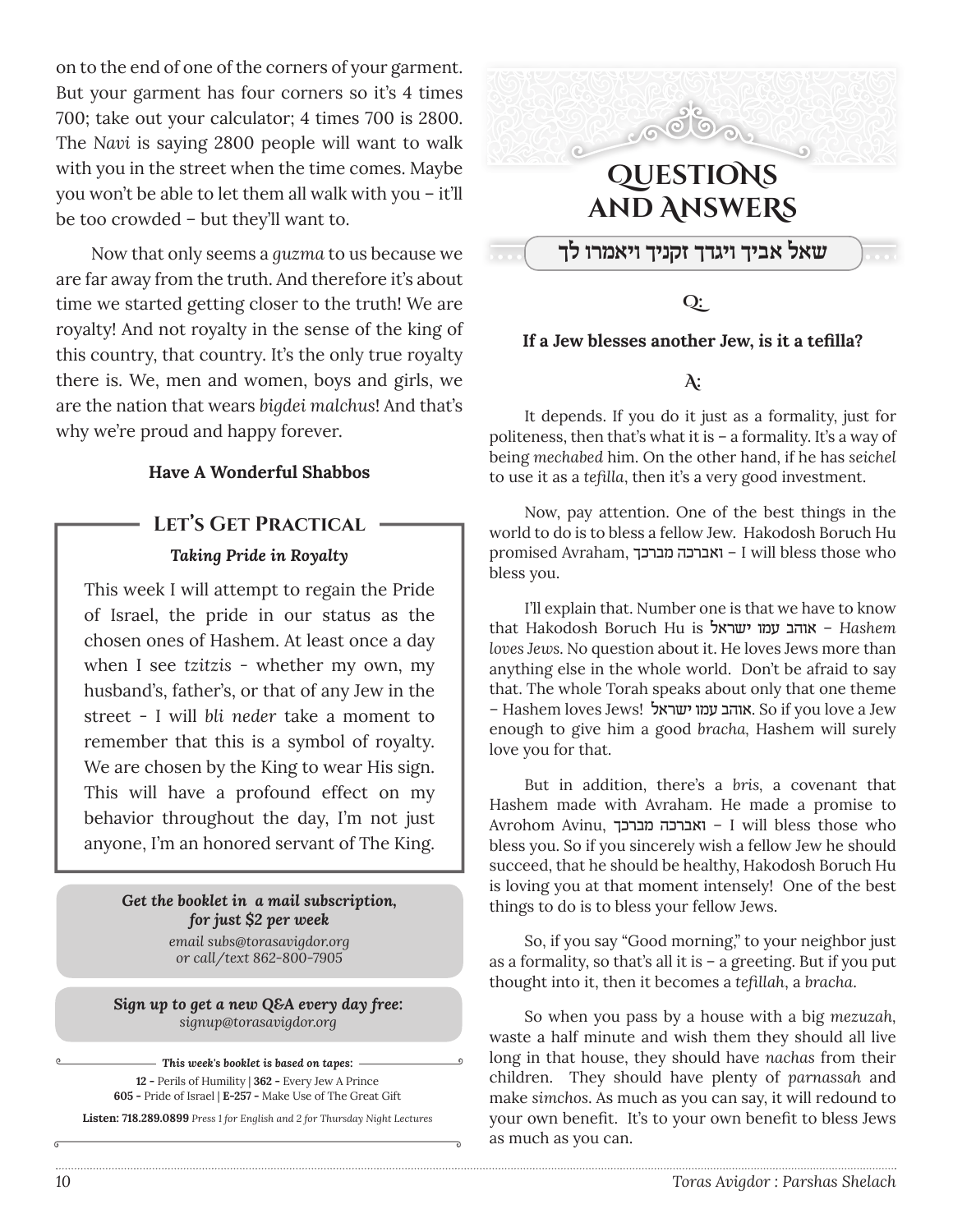on to the end of one of the corners of your garment. But your garment has four corners so it's 4 times 700; take out your calculator; 4 times 700 is 2800. The *Navi* is saying 2800 people will want to walk with you in the street when the time comes. Maybe you won't be able to let them all walk with you – it'll be too crowded – but they'll want to.

Now that only seems a *guzma* to us because we are far away from the truth. And therefore it's about time we started getting closer to the truth! We are royalty! And not royalty in the sense of the king of this country, that country. It's the only true royalty there is. We, men and women, boys and girls, we are the nation that wears *bigdei malchus*! And that's why we're proud and happy forever.

**Have A Wonderful Shabbos**

## Let's Get Practical

***Taking Pride in Royalty***

This week I will attempt to regain the Pride of Israel, the pride in our status as the chosen ones of Hashem. At least once a day when I see *tzitzis* - whether my own, my husband's, father's, or that of any Jew in the street - I will *bli neder* take a moment to remember that this is a symbol of royalty. We are chosen by the King to wear His sign. This will have a profound effect on my behavior throughout the day, I'm not just anyone, I'm an honored servant of The King.

***Get the booklet in a mail subscription, for just $2 per week***
*email subs@torasavigdor.org or call/text 862-800-7905*

***Sign up to get a new Q&A every day free:***
*signup@torasavigdor.org*

***This week's booklet is based on tapes:***
**12 -** Perils of Humility | **362 -** Every Jew A Prince
**605 -** Pride of Israel | **E-257 -** Make Use of The Great Gift

**Listen: 718.289.0899** *Press 1 for English and 2 for Thursday Night Lectures*

# Questions and Answers

**שאל אביך ויגדך זקניך ויאמרו לך**

**Q:**

**If a Jew blesses another Jew, is it a tefilla?**

**A:**

It depends. If you do it just as a formality, just for politeness, then that's what it is – a formality. It's a way of being *mechabed* him. On the other hand, if he has *seichel* to use it as a *tefilla*, then it's a very good investment.

Now, pay attention. One of the best things in the world to do is to bless a fellow Jew. Hakodosh Boruch Hu promised Avraham, ואברכה מברכך – I will bless those who bless you.

I'll explain that. Number one is that we have to know that Hakodosh Boruch Hu is אוהב עמו ישראל – *Hashem loves Jews*. No question about it. He loves Jews more than anything else in the whole world. Don't be afraid to say that. The whole Torah speaks about only that one theme – Hashem loves Jews! אוהב עמו ישראל. So if you love a Jew enough to give him a good *bracha*, Hashem will surely love you for that.

But in addition, there's a *bris*, a covenant that Hashem made with Avraham. He made a promise to Avrohom Avinu, ואברכה מברכך – I will bless those who bless you. So if you sincerely wish a fellow Jew he should succeed, that he should be healthy, Hakodosh Boruch Hu is loving you at that moment intensely! One of the best things to do is to bless your fellow Jews.

So, if you say "Good morning," to your neighbor just as a formality, so that's all it is – a greeting. But if you put thought into it, then it becomes a *tefillah*, a *bracha*.

So when you pass by a house with a big *mezuzah*, waste a half minute and wish them they should all live long in that house, they should have *nachas* from their children. They should have plenty of *parnassah* and make *simchos*. As much as you can say, it will redound to your own benefit. It's to your own benefit to bless Jews as much as you can.